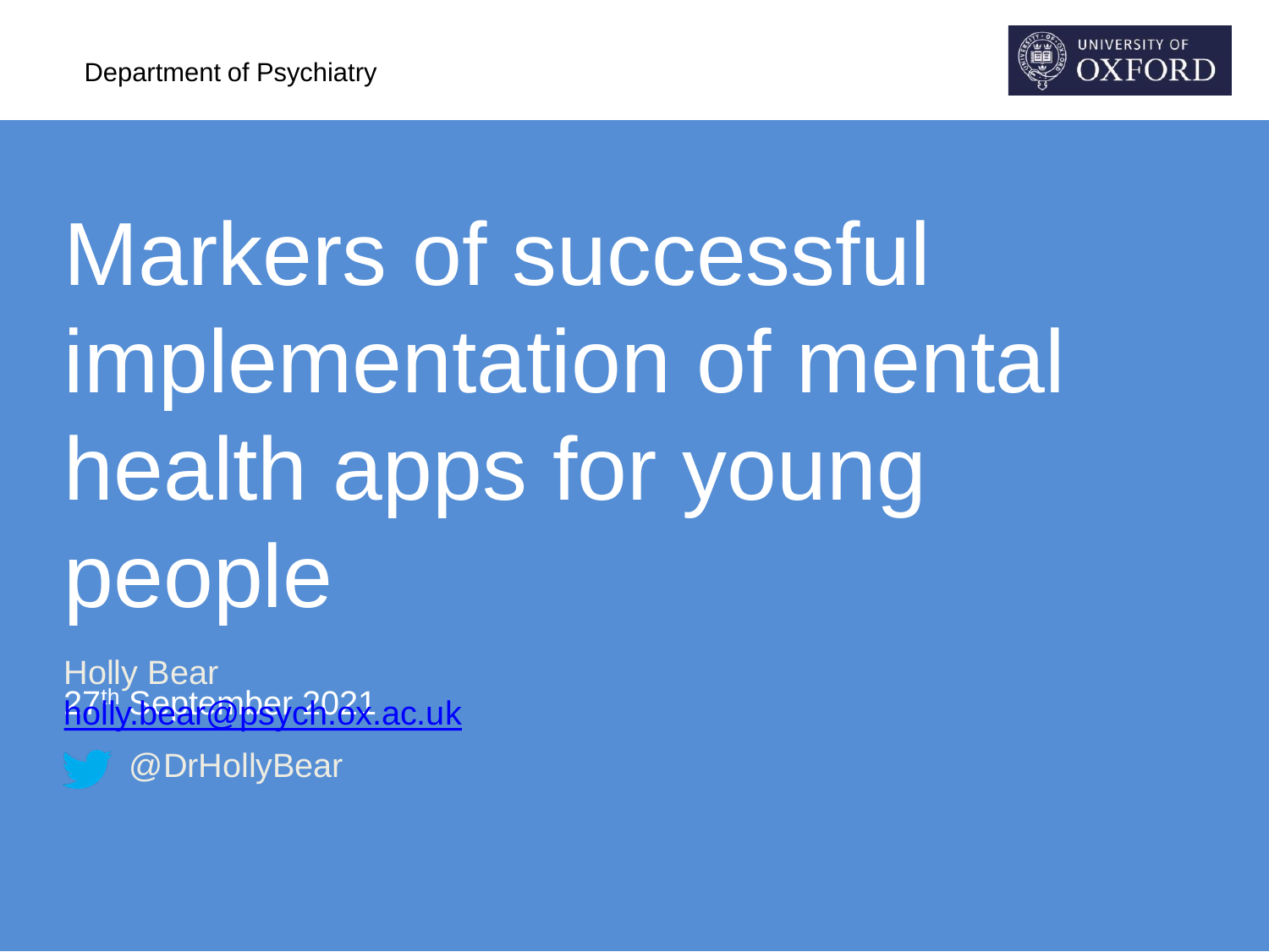Department of Psychiatry

UNIVERSITY OF OXFORD

# Markers of successful implementation of mental health apps for young people

Holly Bear

27th September 2021

holly.bear@psych.ox.ac.uk

@DrHollyBear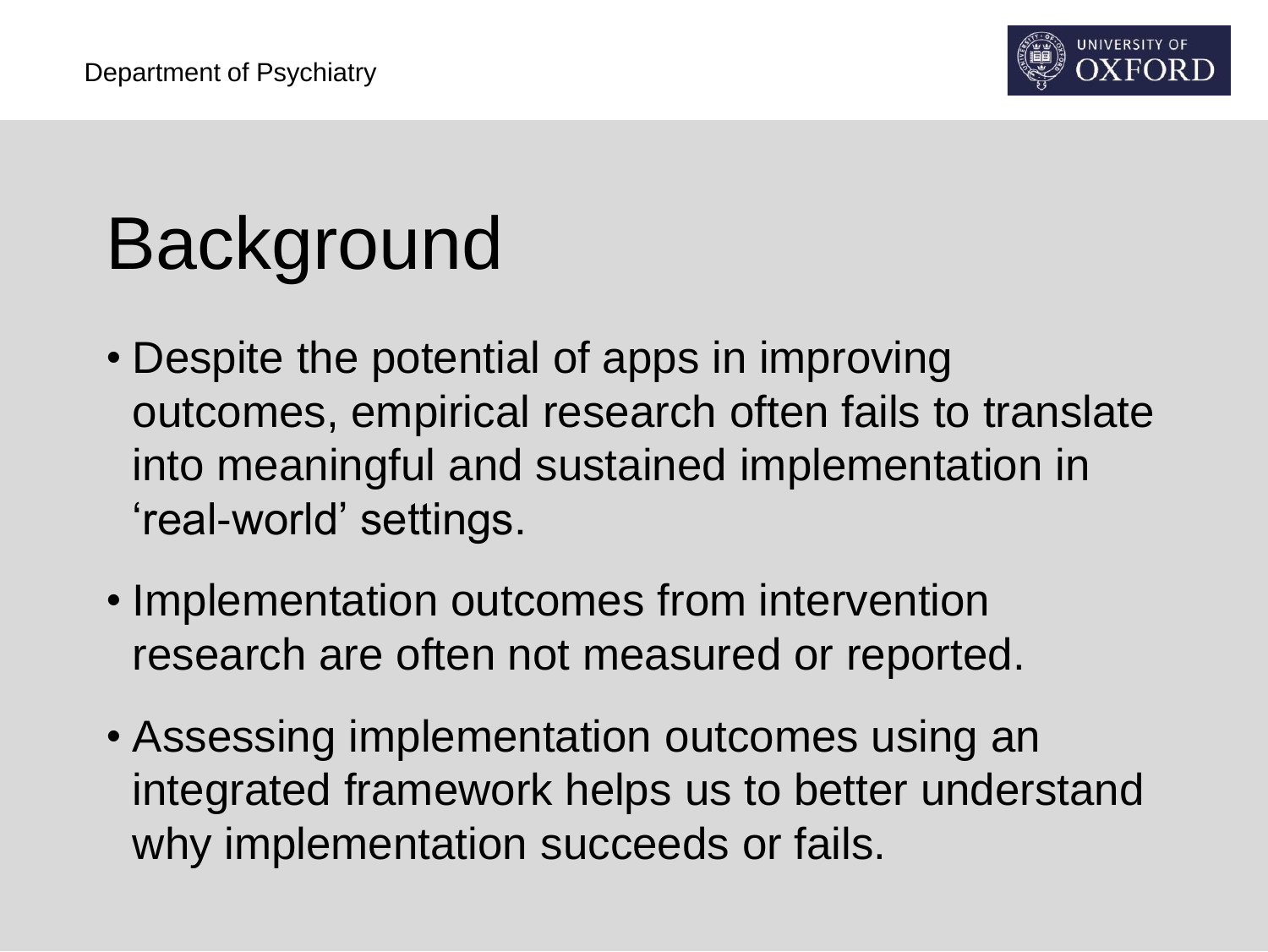# Background

- Despite the potential of apps in improving outcomes, empirical research often fails to translate into meaningful and sustained implementation in 'real-world' settings.
- Implementation outcomes from intervention research are often not measured or reported.
- Assessing implementation outcomes using an integrated framework helps us to better understand why implementation succeeds or fails.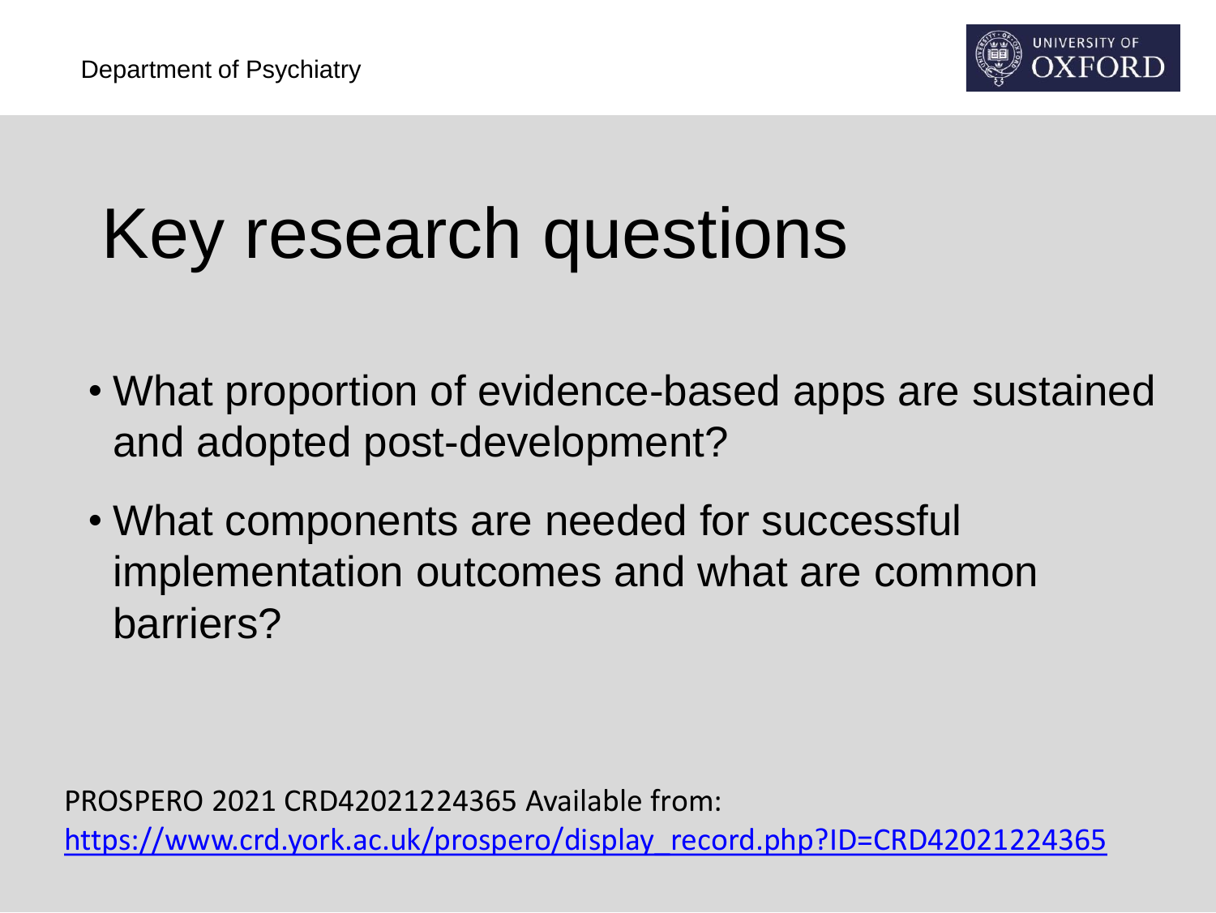# Key research questions

- What proportion of evidence-based apps are sustained and adopted post-development?
- What components are needed for successful implementation outcomes and what are common barriers?

PROSPERO 2021 CRD42021224365 Available from: https://www.crd.york.ac.uk/prospero/display_record.php?ID=CRD42021224365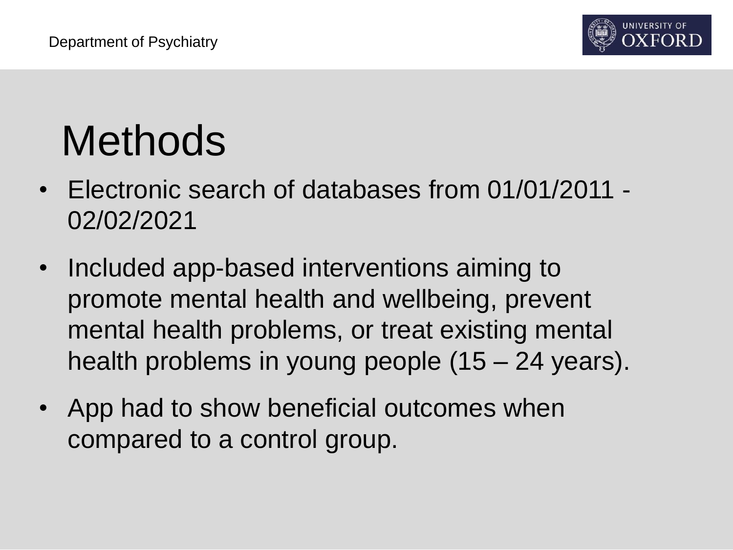# Methods

- Electronic search of databases from 01/01/2011 - 02/02/2021
- Included app-based interventions aiming to promote mental health and wellbeing, prevent mental health problems, or treat existing mental health problems in young people (15 – 24 years).
- App had to show beneficial outcomes when compared to a control group.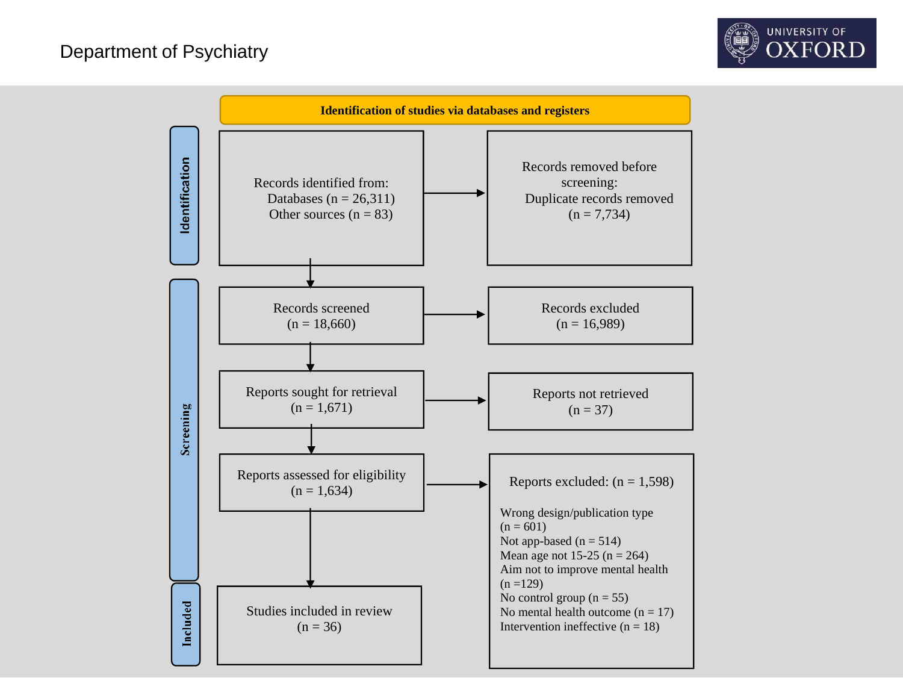Department of Psychiatry

UNIVERSITY OF OXFORD

**Identification of studies via databases and registers**

**Identification**

Records identified from:
Databases (n = 26,311)
Other sources (n = 83)

→ Records removed before screening:
Duplicate records removed (n = 7,734)

**Screening**

Records screened
(n = 18,660)

→ Records excluded
(n = 16,989)

Reports sought for retrieval
(n = 1,671)

→ Reports not retrieved
(n = 37)

Reports assessed for eligibility
(n = 1,634)

→ Reports excluded: (n = 1,598)

Wrong design/publication type (n = 601)
Not app-based (n = 514)
Mean age not 15-25 (n = 264)
Aim not to improve mental health (n =129)
No control group (n = 55)
No mental health outcome (n = 17)
Intervention ineffective (n = 18)

**Included**

Studies included in review
(n = 36)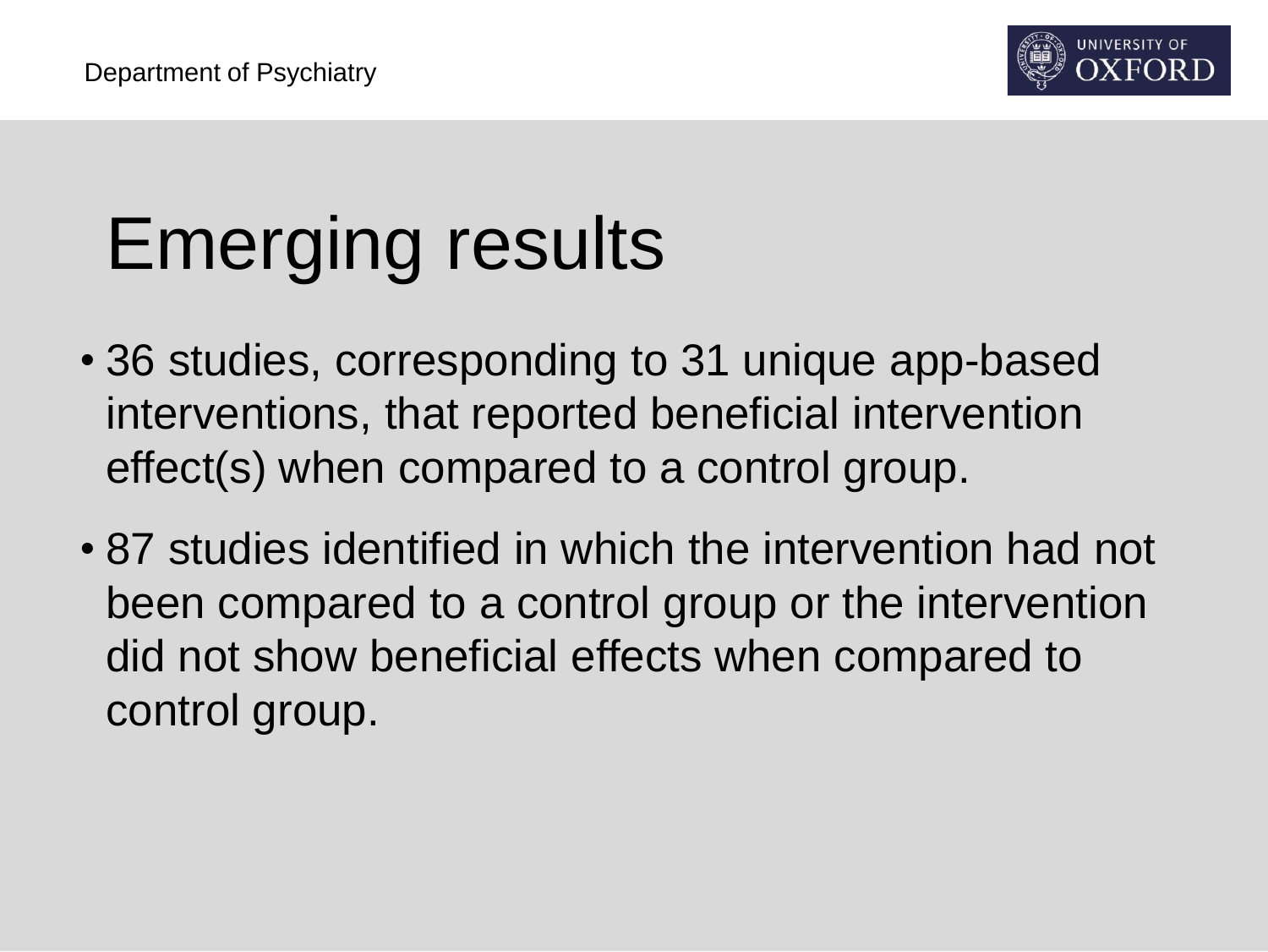# Emerging results

- 36 studies, corresponding to 31 unique app-based interventions, that reported beneficial intervention effect(s) when compared to a control group.
- 87 studies identified in which the intervention had not been compared to a control group or the intervention did not show beneficial effects when compared to control group.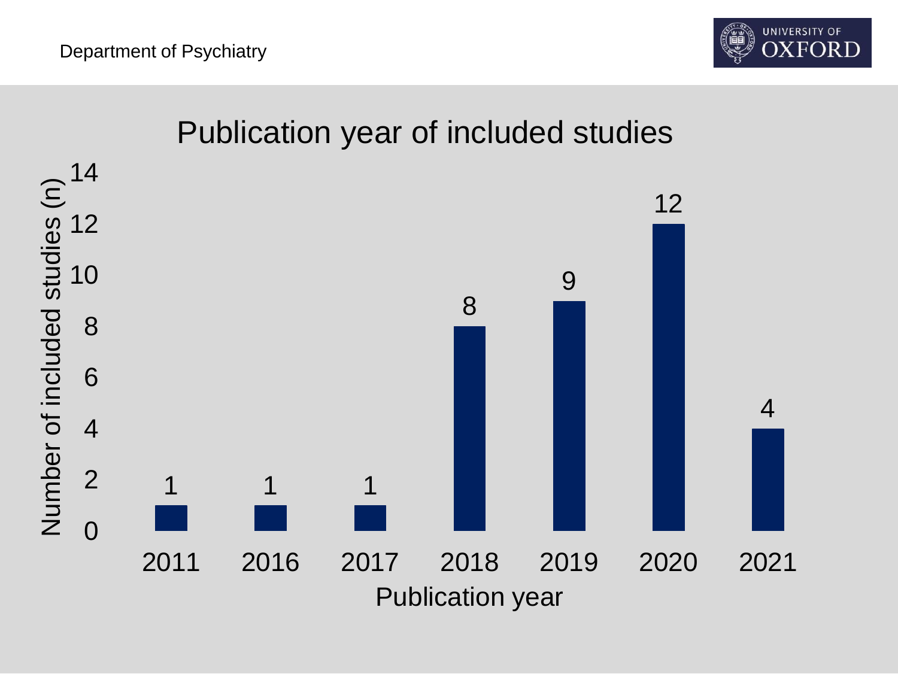# Publication year of included studies

| Publication year | Number of included studies (n) |
|---|---|
| 2011 | 1 |
| 2016 | 1 |
| 2017 | 1 |
| 2018 | 8 |
| 2019 | 9 |
| 2020 | 12 |
| 2021 | 4 |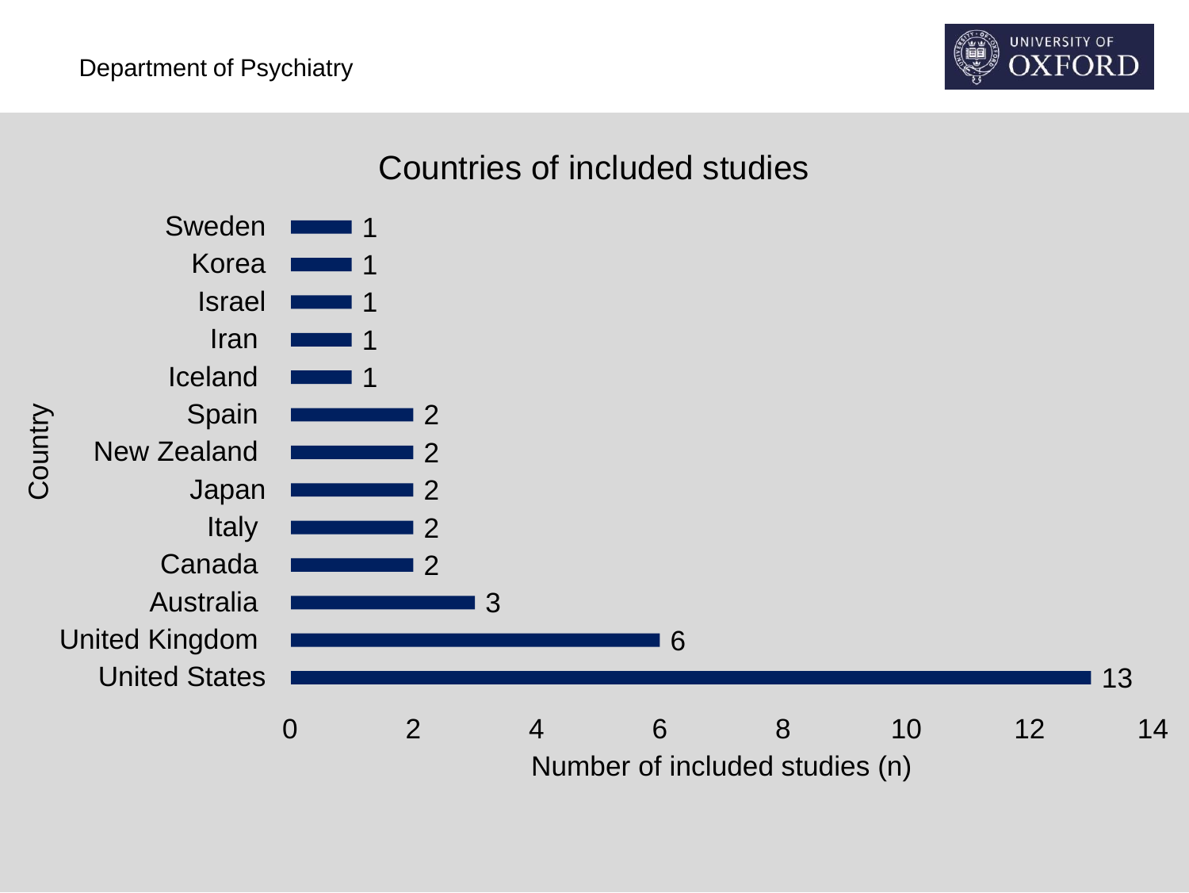# Countries of included studies

| Country | Number of included studies (n) |
|---|---|
| Sweden | 1 |
| Korea | 1 |
| Israel | 1 |
| Iran | 1 |
| Iceland | 1 |
| Spain | 2 |
| New Zealand | 2 |
| Japan | 2 |
| Italy | 2 |
| Canada | 2 |
| Australia | 3 |
| United Kingdom | 6 |
| United States | 13 |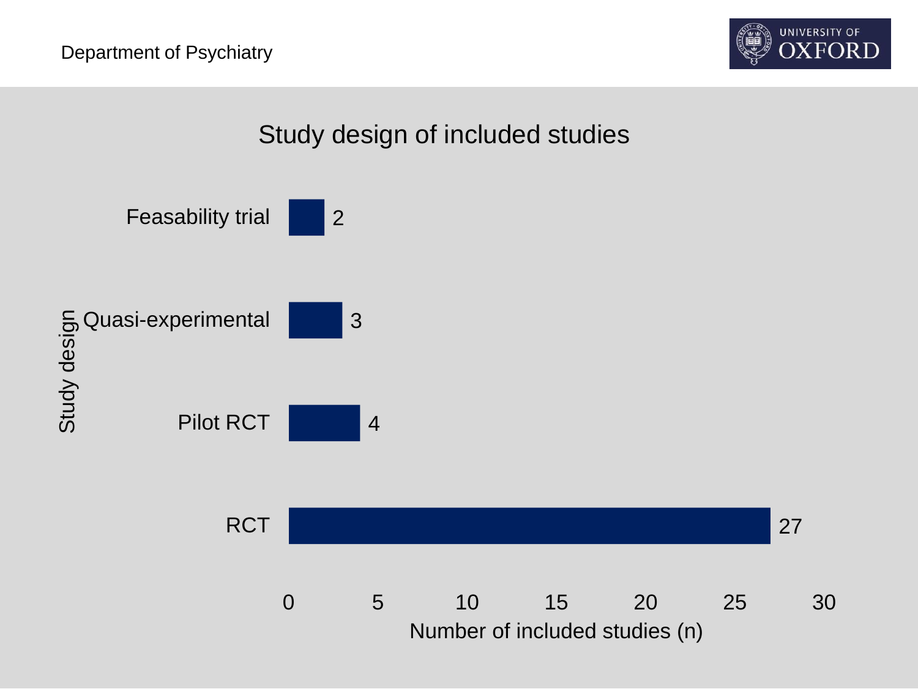## Study design of included studies

| Study design | Number of included studies (n) |
|---|---|
| Feasability trial | 2 |
| Quasi-experimental | 3 |
| Pilot RCT | 4 |
| RCT | 27 |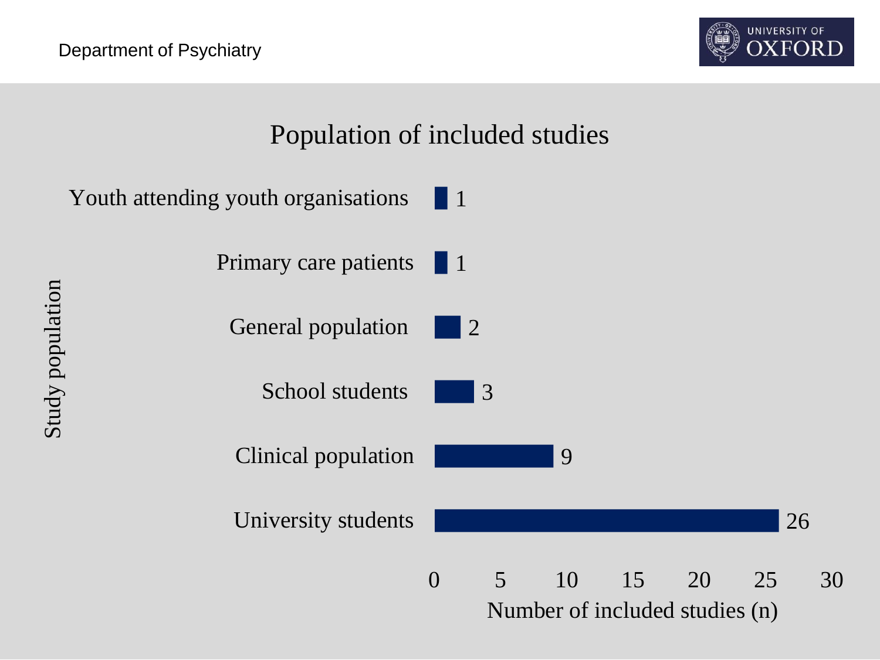# Population of included studies

| Study population | Number of included studies (n) |
| --- | --- |
| Youth attending youth organisations | 1 |
| Primary care patients | 1 |
| General population | 2 |
| School students | 3 |
| Clinical population | 9 |
| University students | 26 |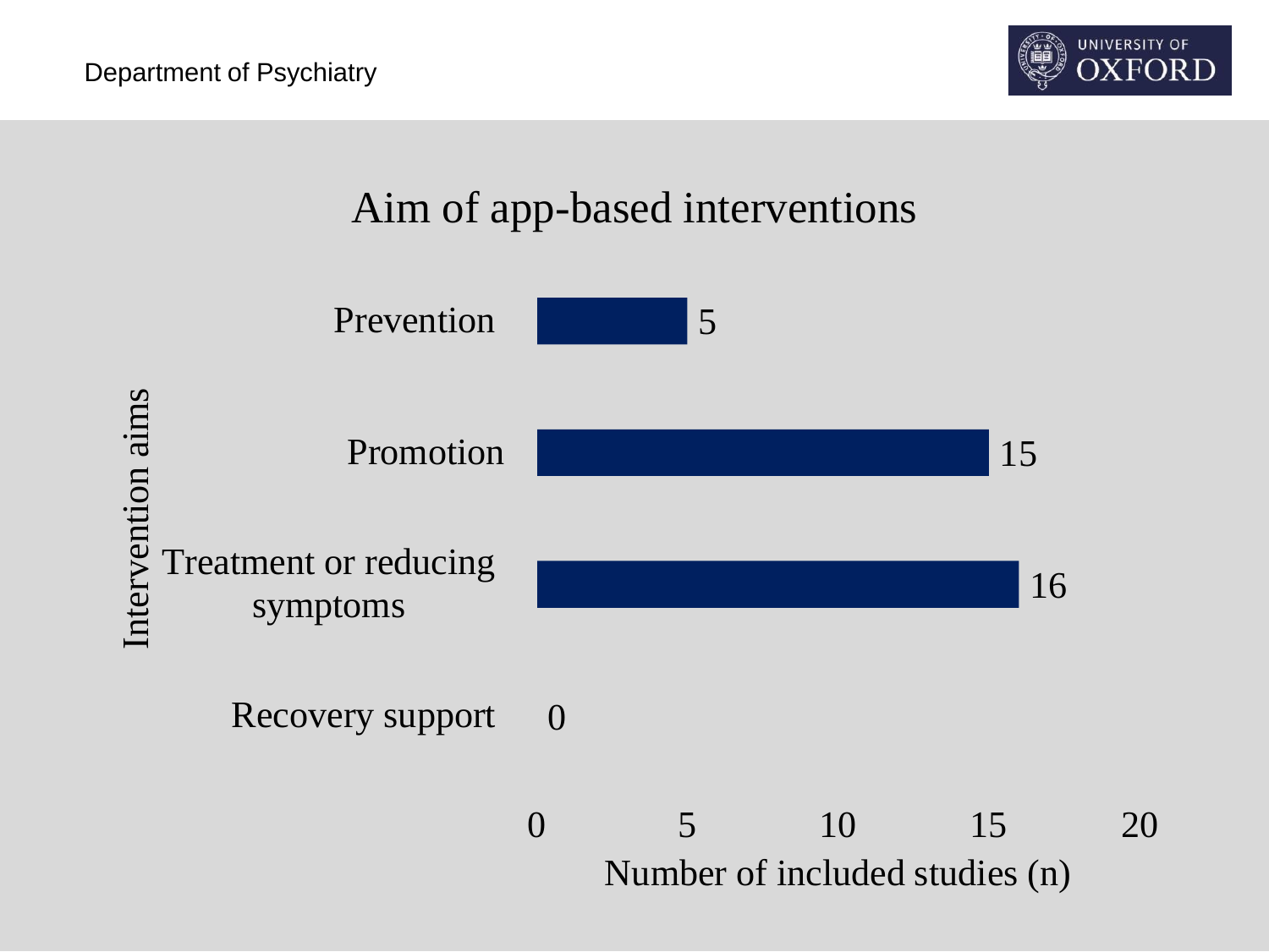# Aim of app-based interventions

| Intervention aims | Number of included studies (n) |
| --- | --- |
| Prevention | 5 |
| Promotion | 15 |
| Treatment or reducing symptoms | 16 |
| Recovery support | 0 |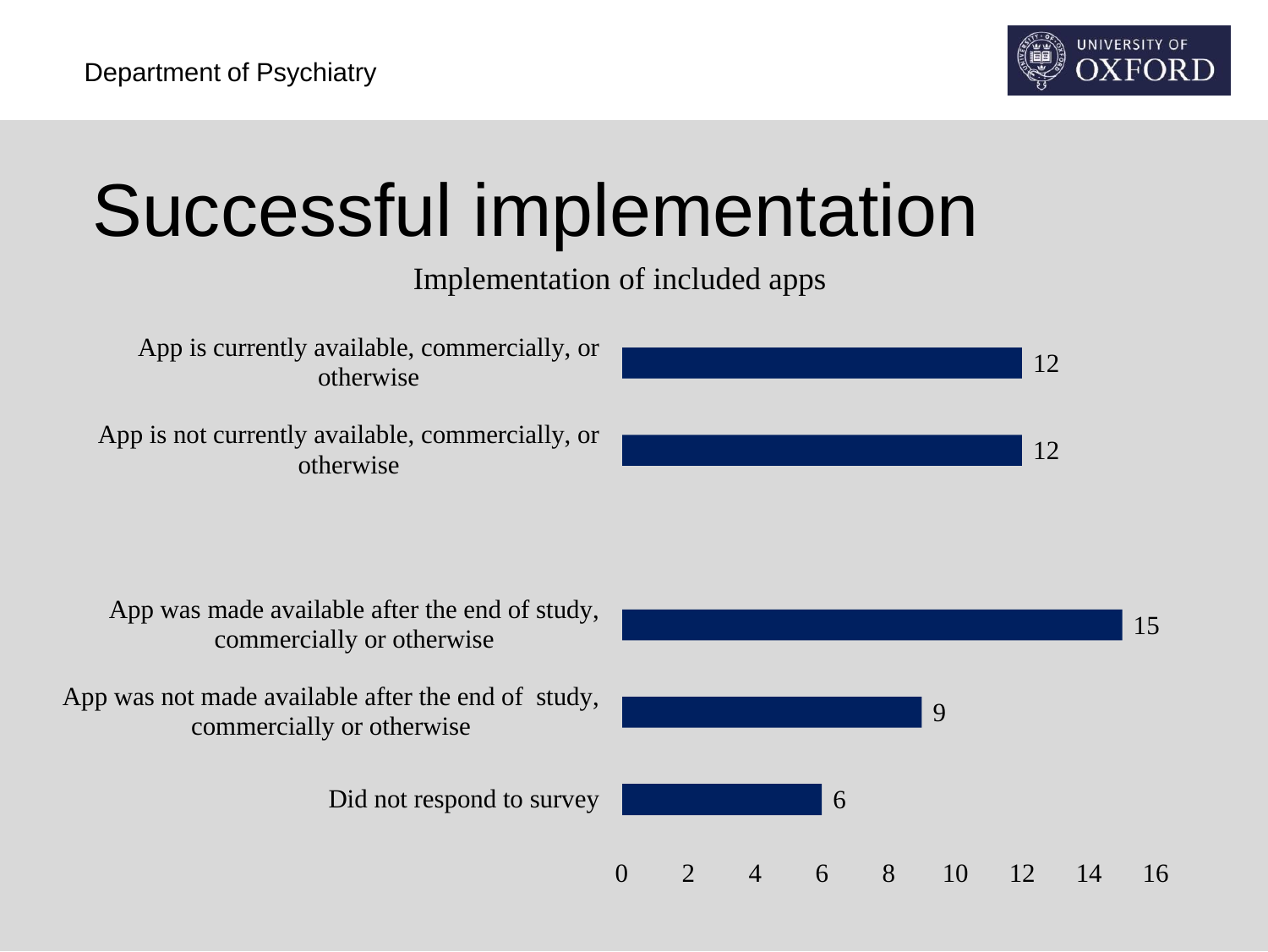# Successful implementation

Implementation of included apps

| Category | Number of apps |
| --- | --- |
| App is currently available, commercially, or otherwise | 12 |
| App is not currently available, commercially, or otherwise | 12 |
| App was made available after the end of study, commercially or otherwise | 15 |
| App was not made available after the end of study, commercially or otherwise | 9 |
| Did not respond to survey | 6 |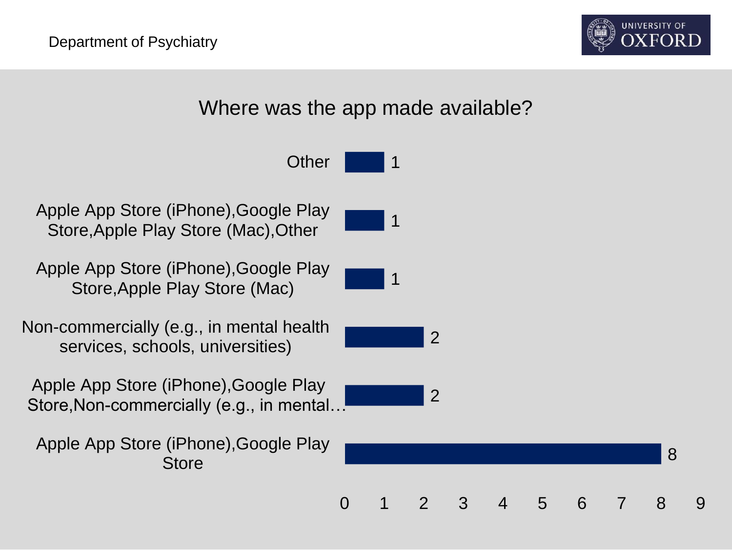Department of Psychiatry

## Where was the app made available?

| Category | Count |
| --- | --- |
| Other | 1 |
| Apple App Store (iPhone),Google Play Store,Apple Play Store (Mac),Other | 1 |
| Apple App Store (iPhone),Google Play Store,Apple Play Store (Mac) | 1 |
| Non-commercially (e.g., in mental health services, schools, universities) | 2 |
| Apple App Store (iPhone),Google Play Store,Non-commercially (e.g., in mental… | 2 |
| Apple App Store (iPhone),Google Play Store | 8 |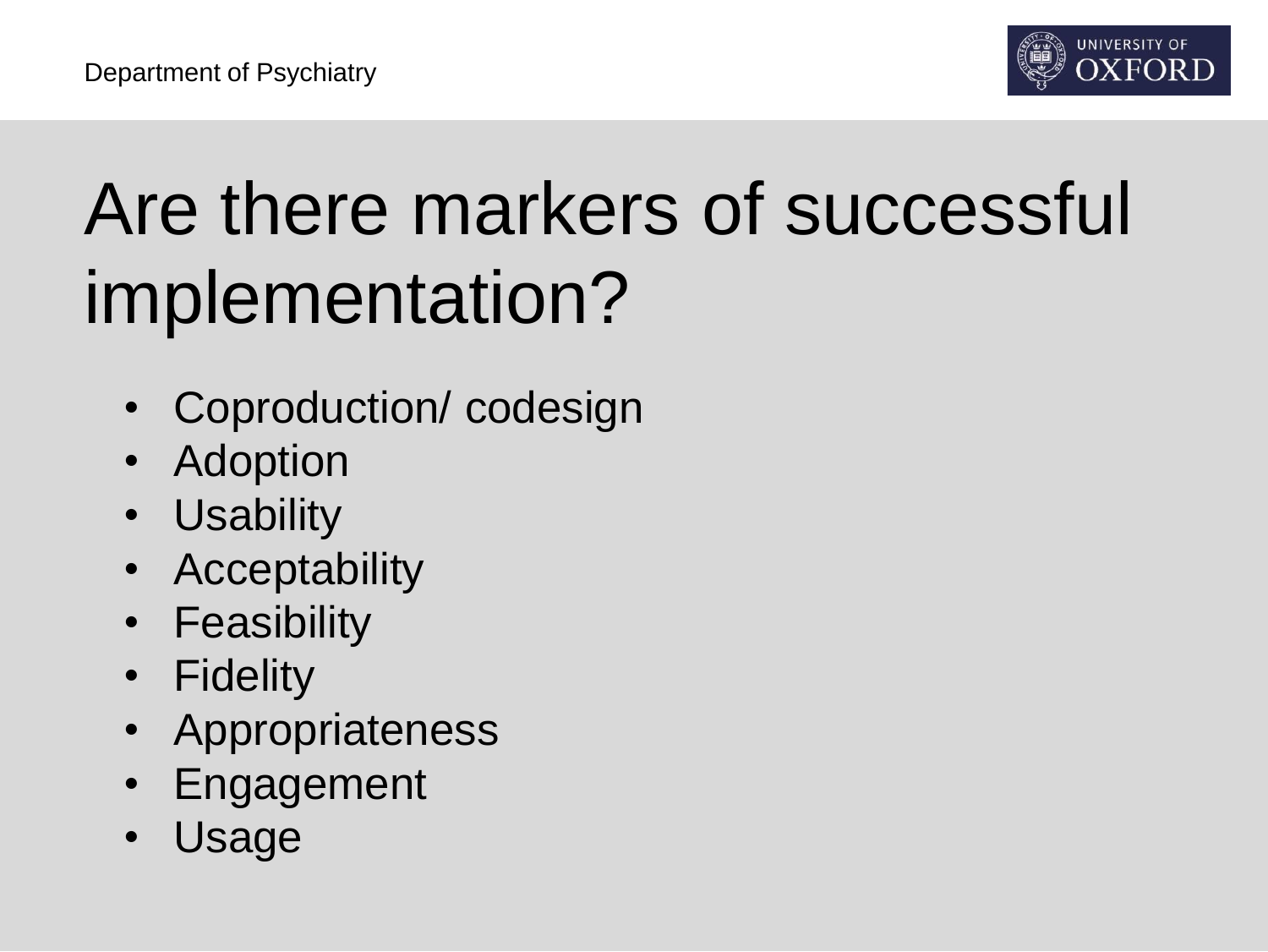# Are there markers of successful implementation?

- Coproduction/ codesign
- Adoption
- Usability
- Acceptability
- Feasibility
- Fidelity
- Appropriateness
- Engagement
- Usage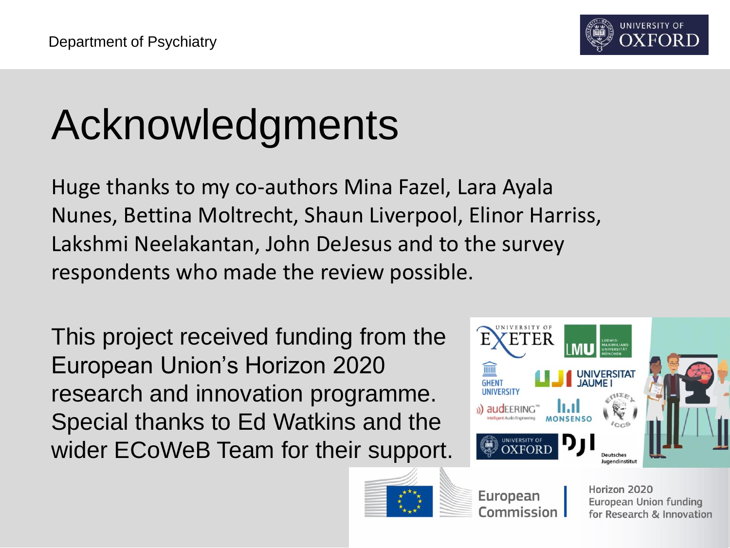# Acknowledgments

Huge thanks to my co-authors Mina Fazel, Lara Ayala Nunes, Bettina Moltrecht, Shaun Liverpool, Elinor Harriss, Lakshmi Neelakantan, John DeJesus and to the survey respondents who made the review possible.

This project received funding from the European Union's Horizon 2020 research and innovation programme. Special thanks to Ed Watkins and the wider ECoWeB Team for their support.

European Commission

Horizon 2020
European Union funding
for Research & Innovation